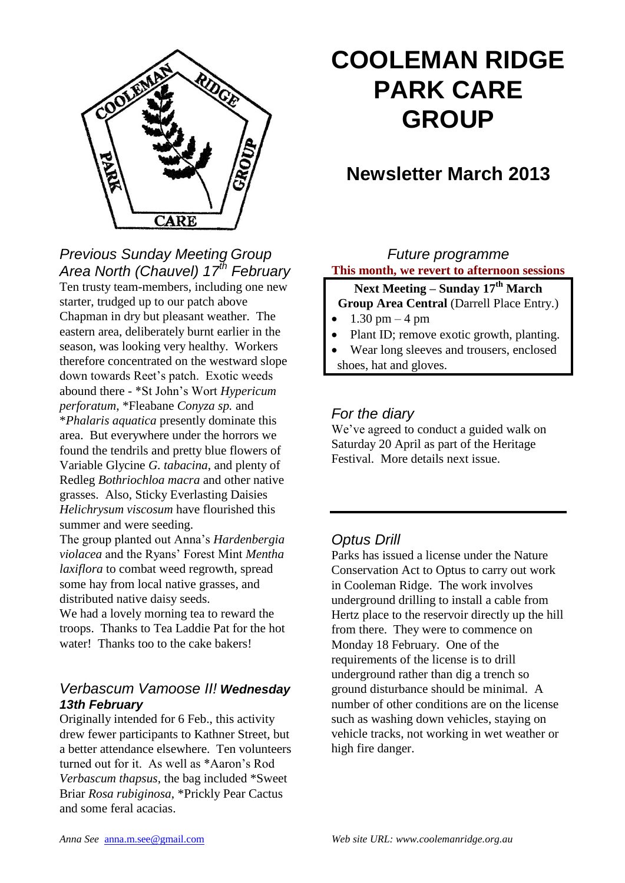# COOLEMAN RIDGE PARK CARE GROUP

## Newsletter March 2013

### Previous Sunday Meeting Group Area North (Chauvel) 17th February

Ten trusty team-members, including one new starter, trudged up to our patch above Chapman in dry but pleasant weather. The eastern area, deliberately burnt earlier in the season, was looking very healthy. Workers therefore concentrated on the westward slope down towards Reet's patch. Exotic weeds abound there - *St John's Wort *Hypericum perforatum*, *Fleabane *Conyza sp.* and **Phalaris aquatica* presently dominate this area. But everywhere under the horrors we found the tendrils and pretty blue flowers of Variable Glycine *G. tabacina*, and plenty of Redleg *Bothriochloa macra* and other native grasses. Also, Sticky Everlasting Daisies *Helichrysum viscosum* have flourished this summer and were seeding.

The group planted out Anna's *Hardenbergia violacea* and the Ryans' Forest Mint *Mentha laxiflora* to combat weed regrowth, spread some hay from local native grasses, and distributed native daisy seeds.

We had a lovely morning tea to reward the troops. Thanks to Tea Laddie Pat for the hot water! Thanks too to the cake bakers!

### Verbascum Vamoose II! ***Wednesday 13th February***

Originally intended for 6 Feb., this activity drew fewer participants to Kathner Street, but a better attendance elsewhere. Ten volunteers turned out for it. As well as *Aaron's Rod *Verbascum thapsus*, the bag included *Sweet Briar *Rosa rubiginosa*, *Prickly Pear Cactus and some feral acacias.

### Future programme

**This month, we revert to afternoon sessions**

**Next Meeting – Sunday 17th March**
**Group Area Central** (Darrell Place Entry.)

- 1.30 pm – 4 pm
- Plant ID; remove exotic growth, planting.
- Wear long sleeves and trousers, enclosed shoes, hat and gloves.

### For the diary

We've agreed to conduct a guided walk on Saturday 20 April as part of the Heritage Festival. More details next issue.

---

### Optus Drill

Parks has issued a license under the Nature Conservation Act to Optus to carry out work in Cooleman Ridge. The work involves underground drilling to install a cable from Hertz place to the reservoir directly up the hill from there. They were to commence on Monday 18 February. One of the requirements of the license is to drill underground rather than dig a trench so ground disturbance should be minimal. A number of other conditions are on the license such as washing down vehicles, staying on vehicle tracks, not working in wet weather or high fire danger.

*Anna See* anna.m.see@gmail.com

*Web site URL: www.coolemanridge.org.au*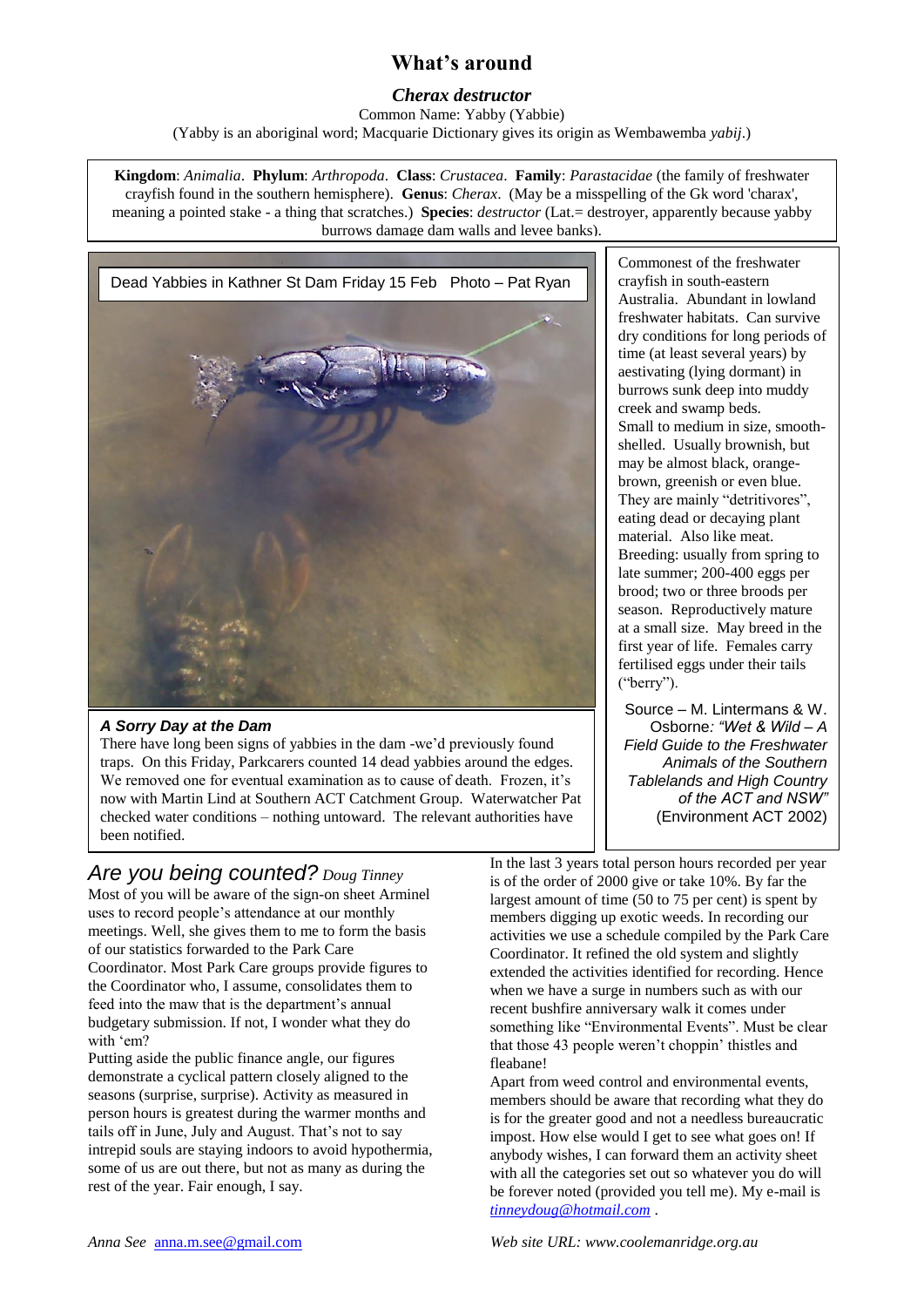# What's around

## *Cherax destructor*

Common Name: Yabby (Yabbie)

(Yabby is an aboriginal word; Macquarie Dictionary gives its origin as Wembawemba *yabij*.)

**Kingdom**: *Animalia*. **Phylum**: *Arthropoda*. **Class**: *Crustacea*. **Family**: *Parastacidae* (the family of freshwater crayfish found in the southern hemisphere). **Genus**: *Cherax*. (May be a misspelling of the Gk word 'charax', meaning a pointed stake - a thing that scratches.) **Species**: *destructor* (Lat.= destroyer, apparently because yabby burrows damage dam walls and levee banks).

Dead Yabbies in Kathner St Dam Friday 15 Feb Photo – Pat Ryan

### *A Sorry Day at the Dam*

There have long been signs of yabbies in the dam -we'd previously found traps. On this Friday, Parkcarers counted 14 dead yabbies around the edges. We removed one for eventual examination as to cause of death. Frozen, it's now with Martin Lind at Southern ACT Catchment Group. Waterwatcher Pat checked water conditions – nothing untoward. The relevant authorities have been notified.

Commonest of the freshwater crayfish in south-eastern Australia. Abundant in lowland freshwater habitats. Can survive dry conditions for long periods of time (at least several years) by aestivating (lying dormant) in burrows sunk deep into muddy creek and swamp beds.
Small to medium in size, smooth-shelled. Usually brownish, but may be almost black, orange-brown, greenish or even blue.
They are mainly "detritivores", eating dead or decaying plant material. Also like meat.
Breeding: usually from spring to late summer; 200-400 eggs per brood; two or three broods per season. Reproductively mature at a small size. May breed in the first year of life. Females carry fertilised eggs under their tails ("berry").

Source – M. Lintermans & W. Osborne: *"Wet & Wild – A Field Guide to the Freshwater Animals of the Southern Tablelands and High Country of the ACT and NSW"* (Environment ACT 2002)

## Are you being counted? *Doug Tinney*

Most of you will be aware of the sign-on sheet Arminel uses to record people's attendance at our monthly meetings. Well, she gives them to me to form the basis of our statistics forwarded to the Park Care Coordinator. Most Park Care groups provide figures to the Coordinator who, I assume, consolidates them to feed into the maw that is the department's annual budgetary submission. If not, I wonder what they do with 'em?

Putting aside the public finance angle, our figures demonstrate a cyclical pattern closely aligned to the seasons (surprise, surprise). Activity as measured in person hours is greatest during the warmer months and tails off in June, July and August. That's not to say intrepid souls are staying indoors to avoid hypothermia, some of us are out there, but not as many as during the rest of the year. Fair enough, I say.

In the last 3 years total person hours recorded per year is of the order of 2000 give or take 10%. By far the largest amount of time (50 to 75 per cent) is spent by members digging up exotic weeds. In recording our activities we use a schedule compiled by the Park Care Coordinator. It refined the old system and slightly extended the activities identified for recording. Hence when we have a surge in numbers such as with our recent bushfire anniversary walk it comes under something like "Environmental Events". Must be clear that those 43 people weren't choppin' thistles and fleabane!

Apart from weed control and environmental events, members should be aware that recording what they do is for the greater good and not a needless bureaucratic impost. How else would I get to see what goes on! If anybody wishes, I can forward them an activity sheet with all the categories set out so whatever you do will be forever noted (provided you tell me). My e-mail is tinneydoug@hotmail.com .

*Anna See* anna.m.see@gmail.com

*Web site URL: www.coolemanridge.org.au*